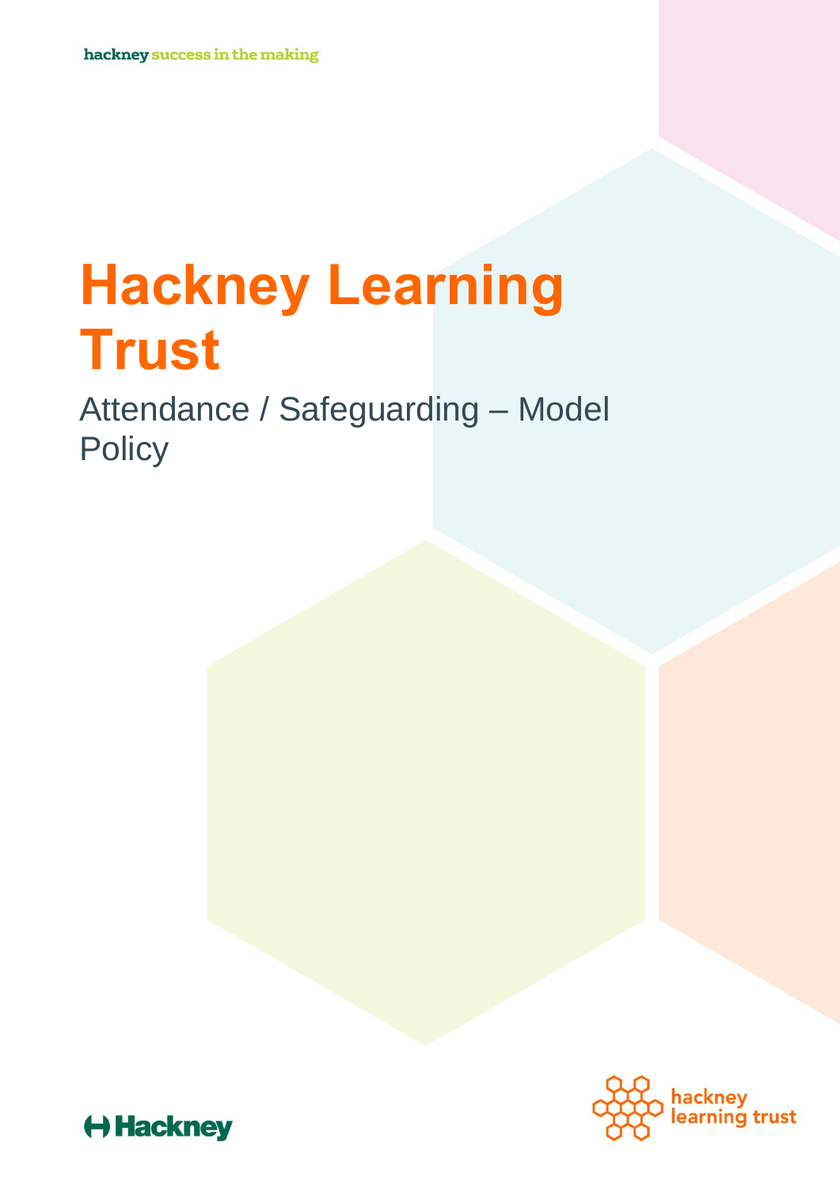hackney success in the making

# Hackney Learning Trust

Attendance / Safeguarding – Model Policy

Hackney

hackney learning trust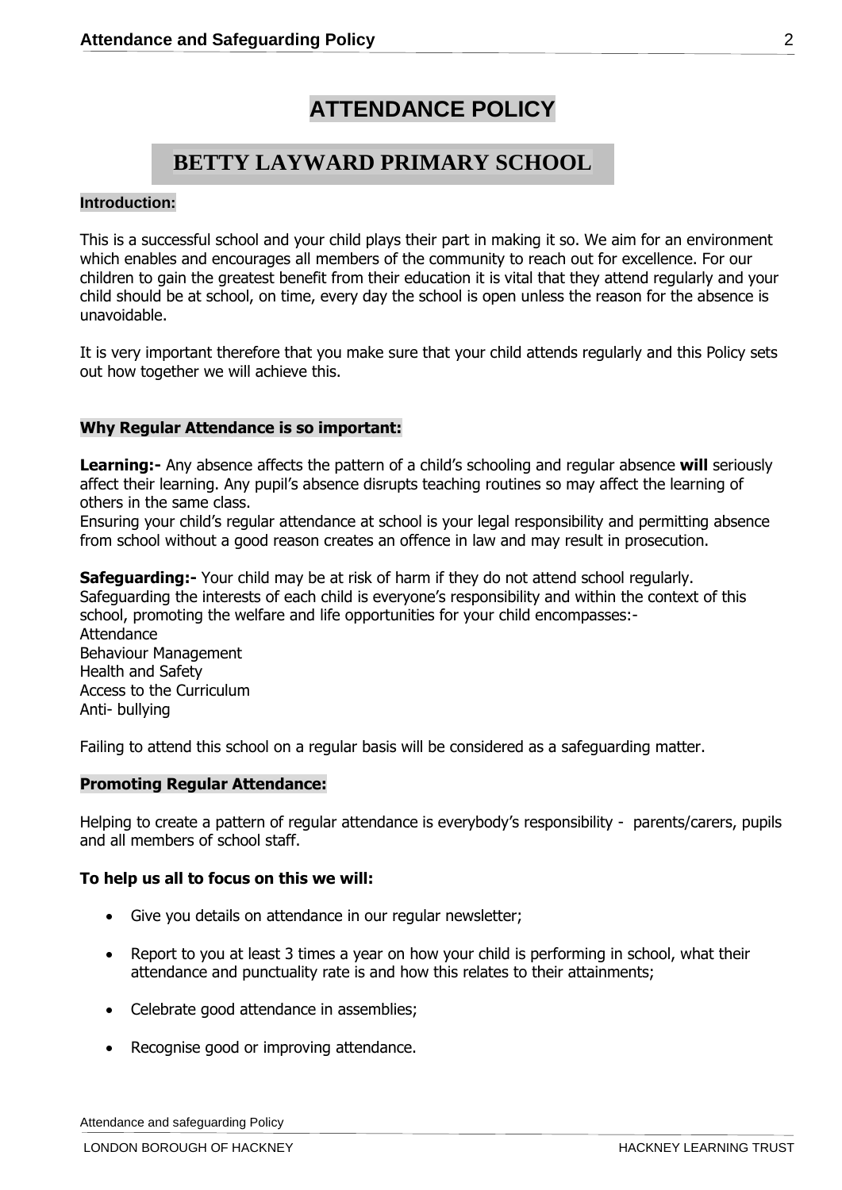# ATTENDANCE POLICY

## BETTY LAYWARD PRIMARY SCHOOL

### Introduction:

This is a successful school and your child plays their part in making it so. We aim for an environment which enables and encourages all members of the community to reach out for excellence. For our children to gain the greatest benefit from their education it is vital that they attend regularly and your child should be at school, on time, every day the school is open unless the reason for the absence is unavoidable.

It is very important therefore that you make sure that your child attends regularly and this Policy sets out how together we will achieve this.

### Why Regular Attendance is so important:

**Learning:-** Any absence affects the pattern of a child's schooling and regular absence **will** seriously affect their learning. Any pupil's absence disrupts teaching routines so may affect the learning of others in the same class.
Ensuring your child's regular attendance at school is your legal responsibility and permitting absence from school without a good reason creates an offence in law and may result in prosecution.

**Safeguarding:-** Your child may be at risk of harm if they do not attend school regularly. Safeguarding the interests of each child is everyone's responsibility and within the context of this school, promoting the welfare and life opportunities for your child encompasses:-
Attendance
Behaviour Management
Health and Safety
Access to the Curriculum
Anti- bullying

Failing to attend this school on a regular basis will be considered as a safeguarding matter.

### Promoting Regular Attendance:

Helping to create a pattern of regular attendance is everybody's responsibility - parents/carers, pupils and all members of school staff.

**To help us all to focus on this we will:**

- Give you details on attendance in our regular newsletter;
- Report to you at least 3 times a year on how your child is performing in school, what their attendance and punctuality rate is and how this relates to their attainments;
- Celebrate good attendance in assemblies;
- Recognise good or improving attendance.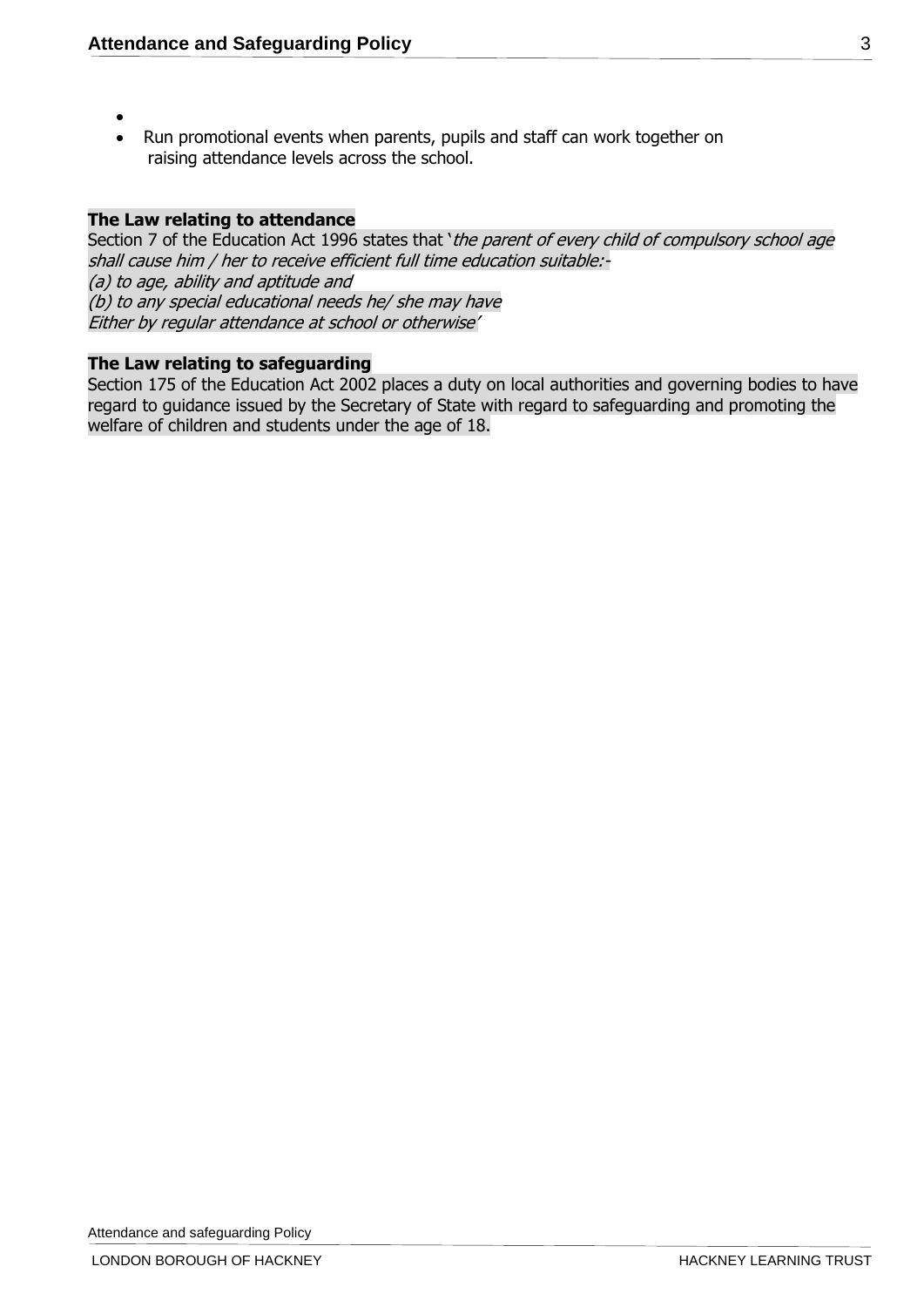- 
- Run promotional events when parents, pupils and staff can work together on raising attendance levels across the school.

**The Law relating to attendance**

Section 7 of the Education Act 1996 states that '*the parent of every child of compulsory school age shall cause him / her to receive efficient full time education suitable:-*
*(a) to age, ability and aptitude and*
*(b) to any special educational needs he/ she may have*
*Either by regular attendance at school or otherwise'*

**The Law relating to safeguarding**

Section 175 of the Education Act 2002 places a duty on local authorities and governing bodies to have regard to guidance issued by the Secretary of State with regard to safeguarding and promoting the welfare of children and students under the age of 18.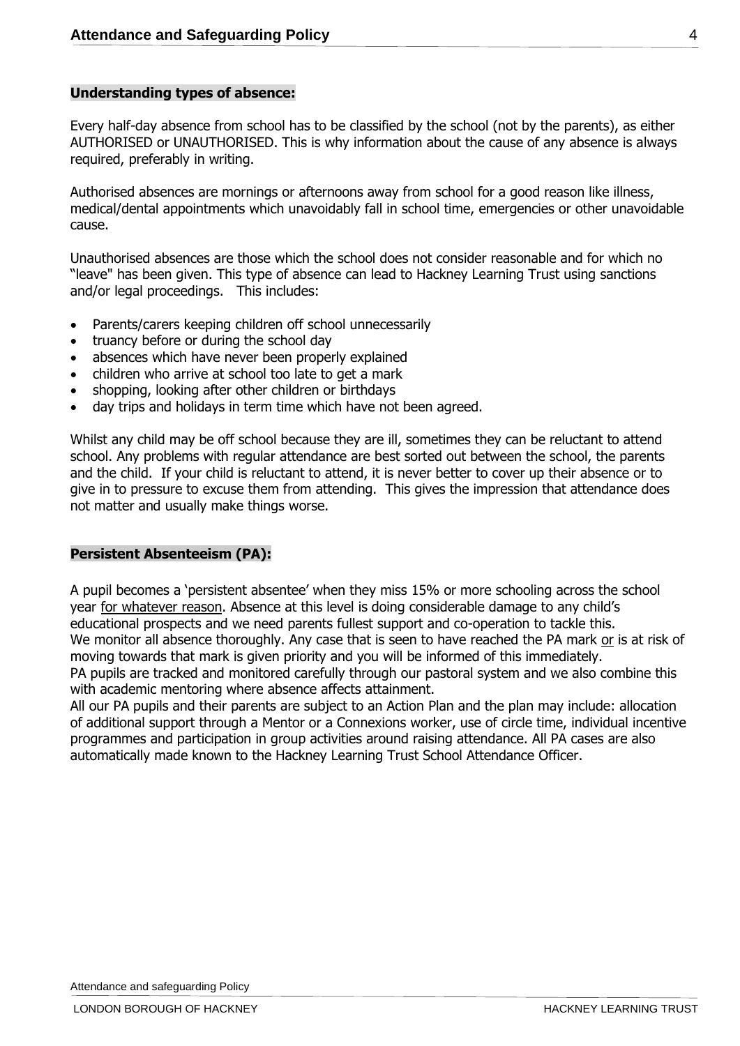**Understanding types of absence:**

Every half-day absence from school has to be classified by the school (not by the parents), as either AUTHORISED or UNAUTHORISED. This is why information about the cause of any absence is always required, preferably in writing.

Authorised absences are mornings or afternoons away from school for a good reason like illness, medical/dental appointments which unavoidably fall in school time, emergencies or other unavoidable cause.

Unauthorised absences are those which the school does not consider reasonable and for which no "leave" has been given. This type of absence can lead to Hackney Learning Trust using sanctions and/or legal proceedings. This includes:

- Parents/carers keeping children off school unnecessarily
- truancy before or during the school day
- absences which have never been properly explained
- children who arrive at school too late to get a mark
- shopping, looking after other children or birthdays
- day trips and holidays in term time which have not been agreed.

Whilst any child may be off school because they are ill, sometimes they can be reluctant to attend school. Any problems with regular attendance are best sorted out between the school, the parents and the child. If your child is reluctant to attend, it is never better to cover up their absence or to give in to pressure to excuse them from attending. This gives the impression that attendance does not matter and usually make things worse.

**Persistent Absenteeism (PA):**

A pupil becomes a 'persistent absentee' when they miss 15% or more schooling across the school year for whatever reason. Absence at this level is doing considerable damage to any child's educational prospects and we need parents fullest support and co-operation to tackle this.
We monitor all absence thoroughly. Any case that is seen to have reached the PA mark or is at risk of moving towards that mark is given priority and you will be informed of this immediately.
PA pupils are tracked and monitored carefully through our pastoral system and we also combine this with academic mentoring where absence affects attainment.
All our PA pupils and their parents are subject to an Action Plan and the plan may include: allocation of additional support through a Mentor or a Connexions worker, use of circle time, individual incentive programmes and participation in group activities around raising attendance. All PA cases are also automatically made known to the Hackney Learning Trust School Attendance Officer.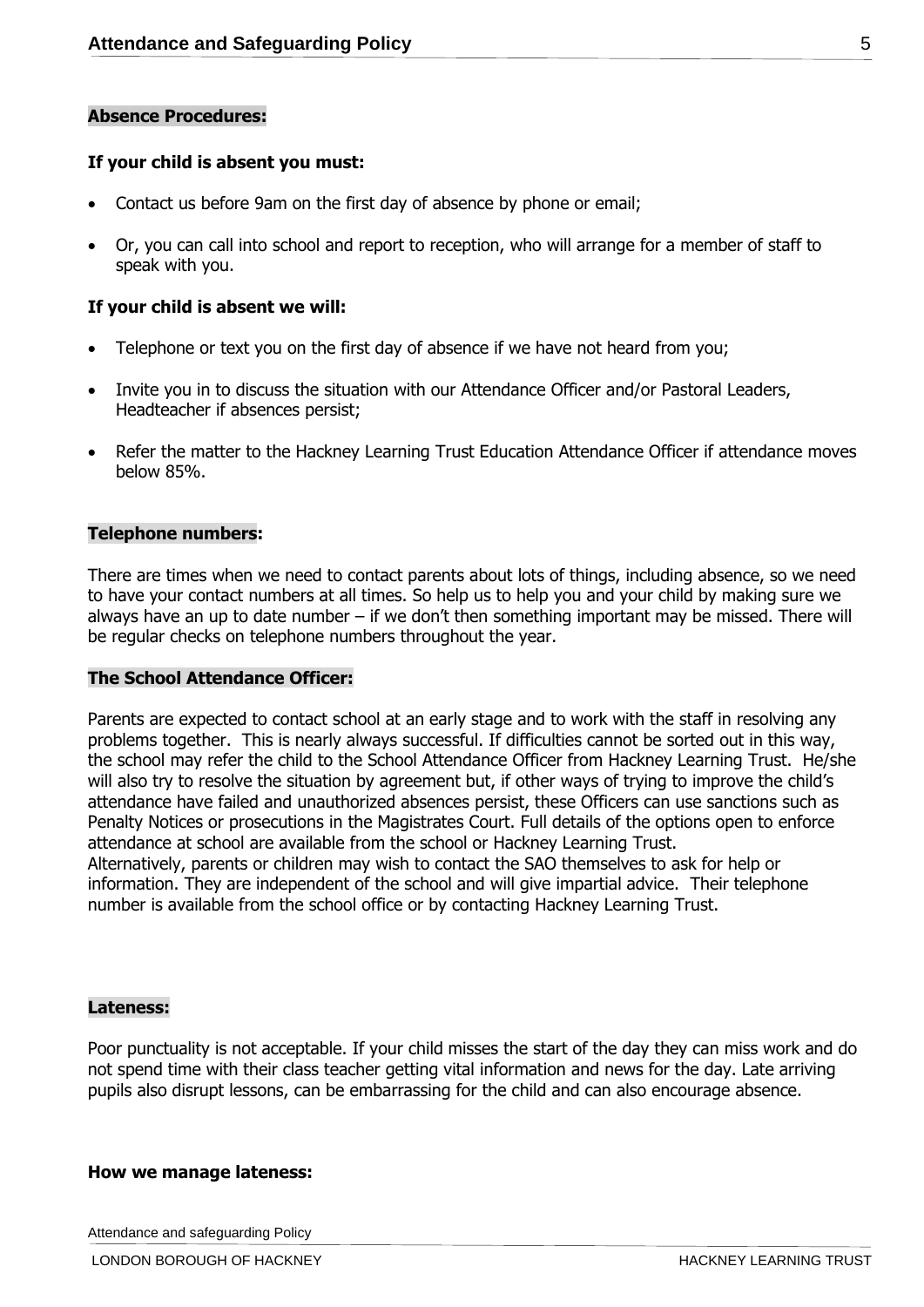### Absence Procedures:

**If your child is absent you must:**

- Contact us before 9am on the first day of absence by phone or email;
- Or, you can call into school and report to reception, who will arrange for a member of staff to speak with you.

**If your child is absent we will:**

- Telephone or text you on the first day of absence if we have not heard from you;
- Invite you in to discuss the situation with our Attendance Officer and/or Pastoral Leaders, Headteacher if absences persist;
- Refer the matter to the Hackney Learning Trust Education Attendance Officer if attendance moves below 85%.

### Telephone numbers:

There are times when we need to contact parents about lots of things, including absence, so we need to have your contact numbers at all times. So help us to help you and your child by making sure we always have an up to date number – if we don't then something important may be missed. There will be regular checks on telephone numbers throughout the year.

### The School Attendance Officer:

Parents are expected to contact school at an early stage and to work with the staff in resolving any problems together. This is nearly always successful. If difficulties cannot be sorted out in this way, the school may refer the child to the School Attendance Officer from Hackney Learning Trust. He/she will also try to resolve the situation by agreement but, if other ways of trying to improve the child's attendance have failed and unauthorized absences persist, these Officers can use sanctions such as Penalty Notices or prosecutions in the Magistrates Court. Full details of the options open to enforce attendance at school are available from the school or Hackney Learning Trust.
Alternatively, parents or children may wish to contact the SAO themselves to ask for help or information. They are independent of the school and will give impartial advice. Their telephone number is available from the school office or by contacting Hackney Learning Trust.

### Lateness:

Poor punctuality is not acceptable. If your child misses the start of the day they can miss work and do not spend time with their class teacher getting vital information and news for the day. Late arriving pupils also disrupt lessons, can be embarrassing for the child and can also encourage absence.

**How we manage lateness:**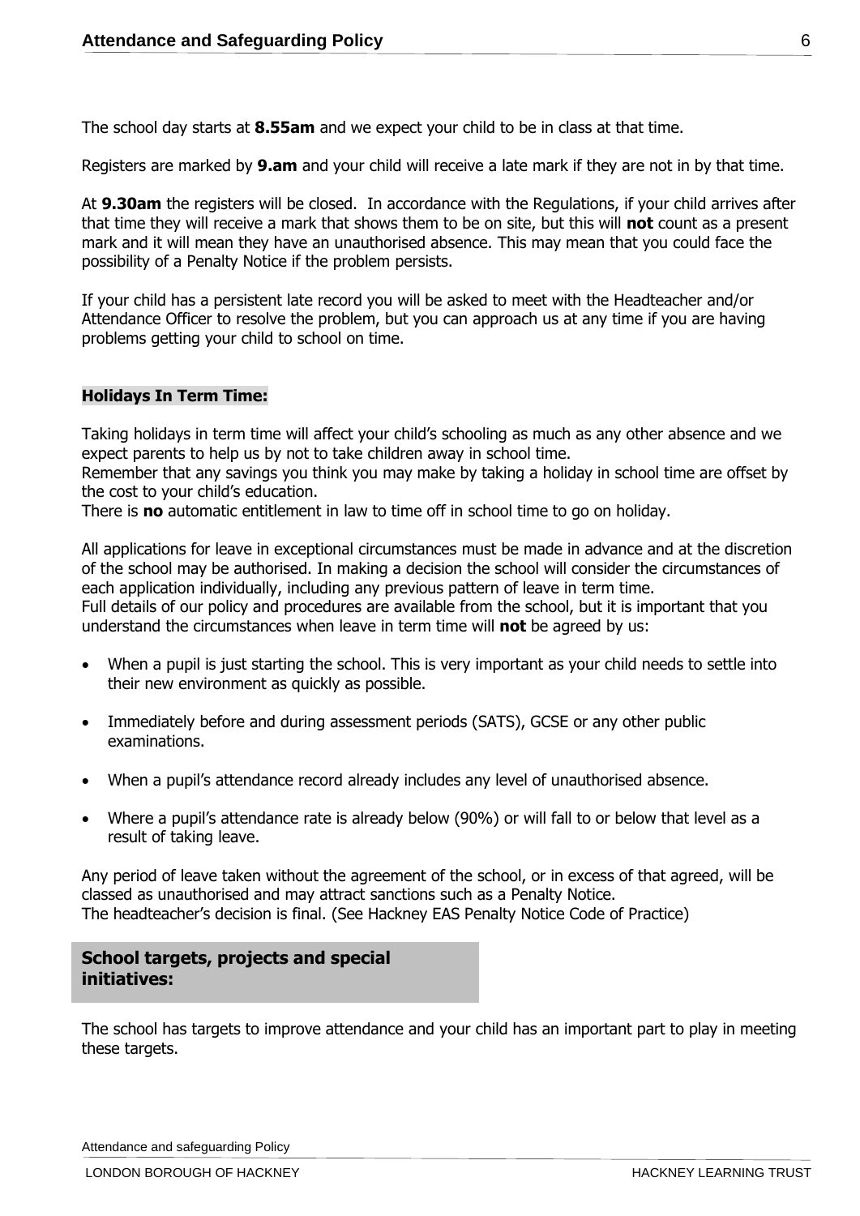The school day starts at **8.55am** and we expect your child to be in class at that time.

Registers are marked by **9.am** and your child will receive a late mark if they are not in by that time.

At **9.30am** the registers will be closed. In accordance with the Regulations, if your child arrives after that time they will receive a mark that shows them to be on site, but this will **not** count as a present mark and it will mean they have an unauthorised absence. This may mean that you could face the possibility of a Penalty Notice if the problem persists.

If your child has a persistent late record you will be asked to meet with the Headteacher and/or Attendance Officer to resolve the problem, but you can approach us at any time if you are having problems getting your child to school on time.

## Holidays In Term Time:

Taking holidays in term time will affect your child's schooling as much as any other absence and we expect parents to help us by not to take children away in school time.
Remember that any savings you think you may make by taking a holiday in school time are offset by the cost to your child's education.
There is **no** automatic entitlement in law to time off in school time to go on holiday.

All applications for leave in exceptional circumstances must be made in advance and at the discretion of the school may be authorised. In making a decision the school will consider the circumstances of each application individually, including any previous pattern of leave in term time.
Full details of our policy and procedures are available from the school, but it is important that you understand the circumstances when leave in term time will **not** be agreed by us:

- When a pupil is just starting the school. This is very important as your child needs to settle into their new environment as quickly as possible.
- Immediately before and during assessment periods (SATS), GCSE or any other public examinations.
- When a pupil's attendance record already includes any level of unauthorised absence.
- Where a pupil's attendance rate is already below (90%) or will fall to or below that level as a result of taking leave.

Any period of leave taken without the agreement of the school, or in excess of that agreed, will be classed as unauthorised and may attract sanctions such as a Penalty Notice.
The headteacher's decision is final. (See Hackney EAS Penalty Notice Code of Practice)

## School targets, projects and special initiatives:

The school has targets to improve attendance and your child has an important part to play in meeting these targets.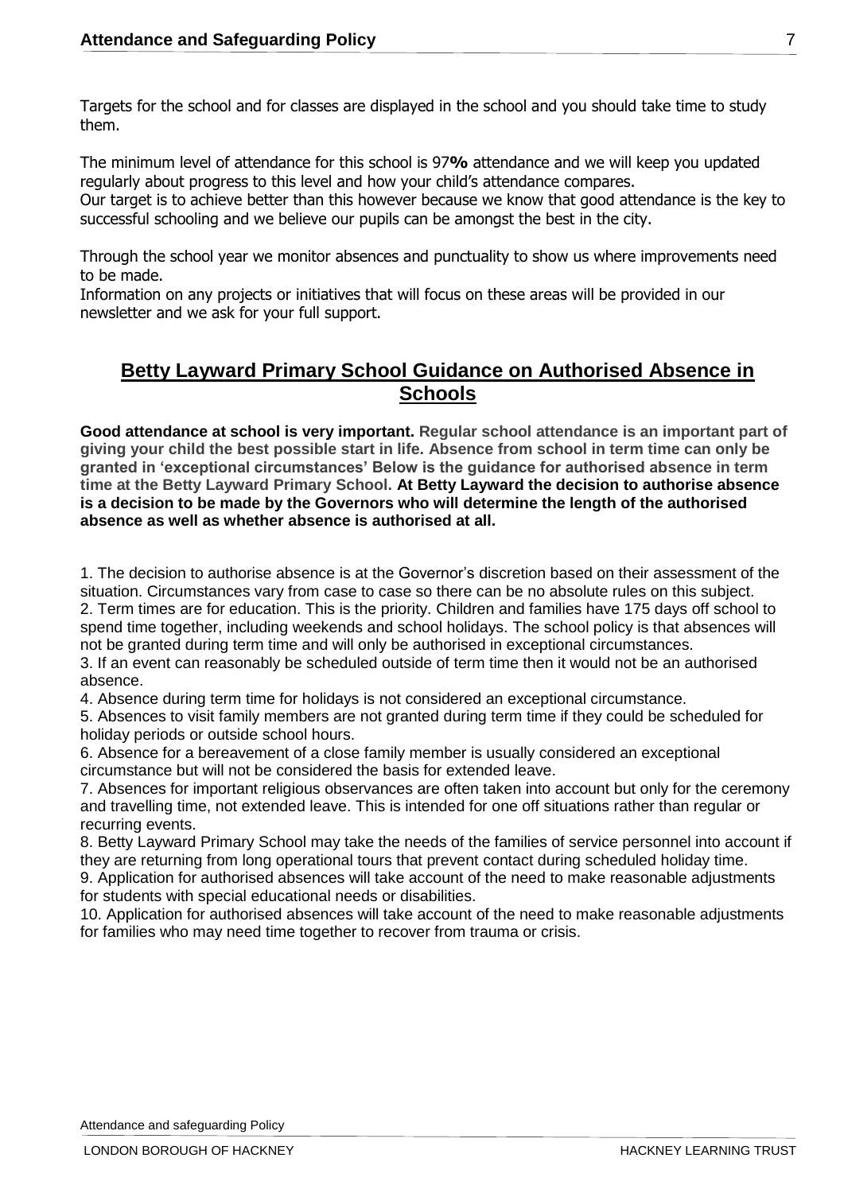Targets for the school and for classes are displayed in the school and you should take time to study them.

The minimum level of attendance for this school is 97**%** attendance and we will keep you updated regularly about progress to this level and how your child's attendance compares.
Our target is to achieve better than this however because we know that good attendance is the key to successful schooling and we believe our pupils can be amongst the best in the city.

Through the school year we monitor absences and punctuality to show us where improvements need to be made.
Information on any projects or initiatives that will focus on these areas will be provided in our newsletter and we ask for your full support.

## Betty Layward Primary School Guidance on Authorised Absence in Schools

**Good attendance at school is very important. Regular school attendance is an important part of giving your child the best possible start in life. Absence from school in term time can only be granted in 'exceptional circumstances' Below is the guidance for authorised absence in term time at the Betty Layward Primary School. At Betty Layward the decision to authorise absence is a decision to be made by the Governors who will determine the length of the authorised absence as well as whether absence is authorised at all.**

1. The decision to authorise absence is at the Governor's discretion based on their assessment of the situation. Circumstances vary from case to case so there can be no absolute rules on this subject.
2. Term times are for education. This is the priority. Children and families have 175 days off school to spend time together, including weekends and school holidays. The school policy is that absences will not be granted during term time and will only be authorised in exceptional circumstances.
3. If an event can reasonably be scheduled outside of term time then it would not be an authorised absence.
4. Absence during term time for holidays is not considered an exceptional circumstance.
5. Absences to visit family members are not granted during term time if they could be scheduled for holiday periods or outside school hours.
6. Absence for a bereavement of a close family member is usually considered an exceptional circumstance but will not be considered the basis for extended leave.
7. Absences for important religious observances are often taken into account but only for the ceremony and travelling time, not extended leave. This is intended for one off situations rather than regular or recurring events.
8. Betty Layward Primary School may take the needs of the families of service personnel into account if they are returning from long operational tours that prevent contact during scheduled holiday time.
9. Application for authorised absences will take account of the need to make reasonable adjustments for students with special educational needs or disabilities.
10. Application for authorised absences will take account of the need to make reasonable adjustments for families who may need time together to recover from trauma or crisis.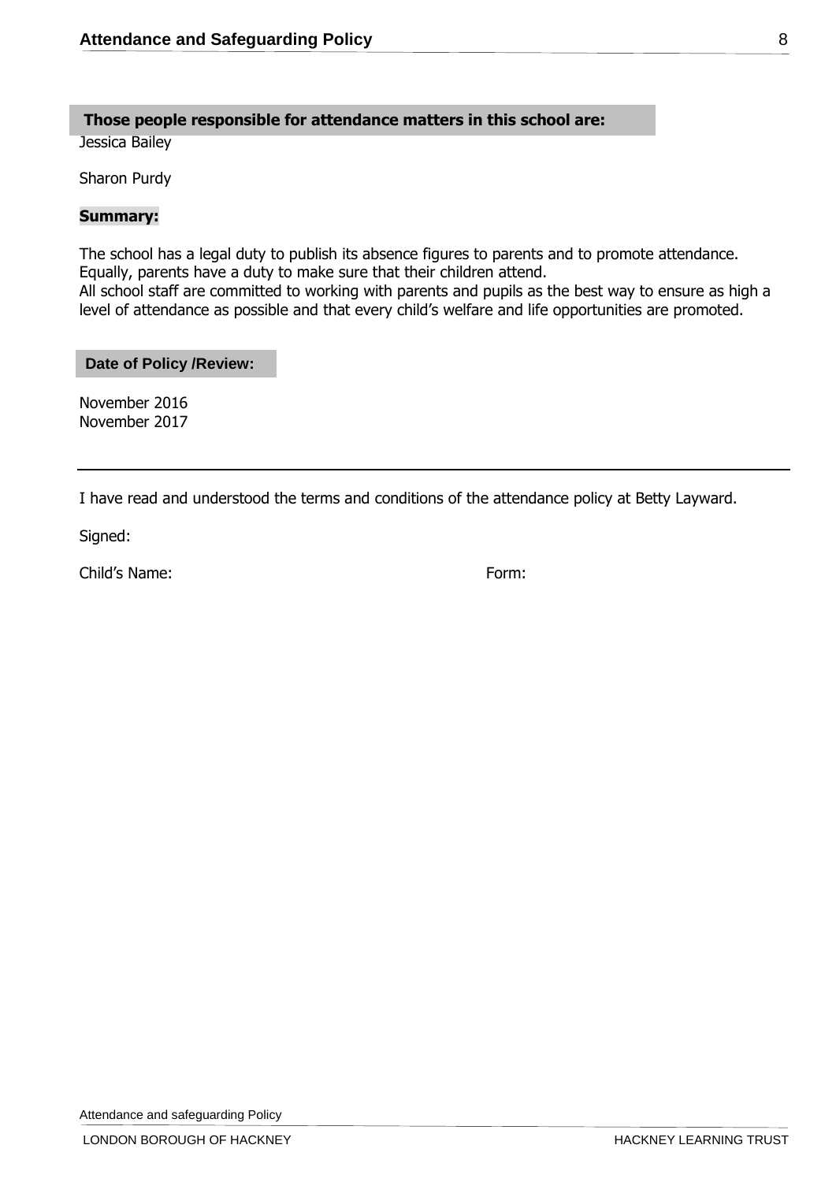**Those people responsible for attendance matters in this school are:**

Jessica Bailey

Sharon Purdy

**Summary:**

The school has a legal duty to publish its absence figures to parents and to promote attendance. Equally, parents have a duty to make sure that their children attend.
All school staff are committed to working with parents and pupils as the best way to ensure as high a level of attendance as possible and that every child's welfare and life opportunities are promoted.

**Date of Policy /Review:**

November 2016
November 2017

---

I have read and understood the terms and conditions of the attendance policy at Betty Layward.

Signed:

Child's Name: Form: